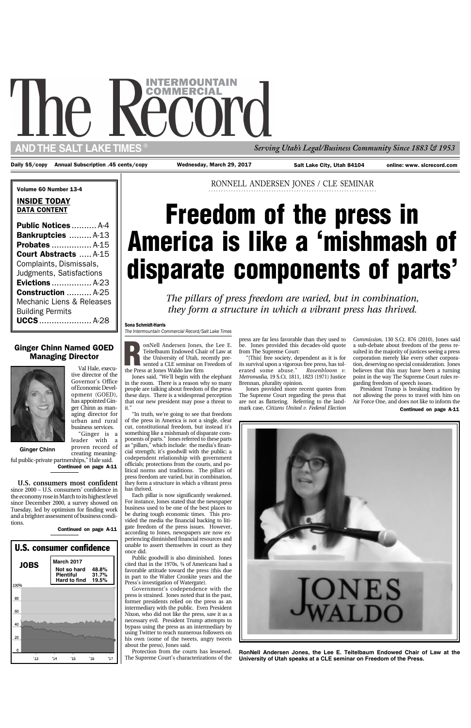# The Record

## INTERMOUNTAIN COMMERCIAL

## AND THE SALT LAKE TIMES ®

*Serving Utah's Legal/Business Community Since 1883 & 1953*

Daily $5/copy | Annual Subscription .45 cents/copy | Wednesday, March 29, 2017 | Salt Lake City, Utah 84104 | online: www. slcrecord.com

**Volume 60 Number 13-4**

**INSIDE TODAY**
**DATA CONTENT**

- **Public Notices** .......... A-4
- **Bankruptcies** .......... A-13
- **Probates** ................ A-15
- **Court Abstracts** ..... A-15
  Complaints, Dismissals, Judgments, Satisfactions
- **Evictions** ................ A-23
- **Construction** .......... A-25
  Mechanic Liens & Releases
  Building Permits
- **UCCS** ..................... A-28

## Ginger Chinn Named GOED Managing Director

Ginger Chinn

Val Hale, executive director of the Governor's Office of Economic Development (GOED), has appointed Ginger Chinn as managing director for urban and rural business services.

"Ginger is a leader with a proven record of creating meaningful public-private partnerships," Hale said.

**Continued on page A-11**

**U.S. consumers most confident** since 2000 – U.S. consumers' confidence in the economy rose in March to its highest level since December 2000, a survey showed on Tuesday, led by optimism for finding work and a brighter assessment of business conditions.

**Continued on page A-11**

## U.S. consumer confidence

**JOBS**

| March 2017 | |
|---|---|
| Not so hard | 48.8% |
| Plentiful | 31.7% |
| Hard to find | 19.5% |

RONNELL ANDERSEN JONES / CLE SEMINAR

# Freedom of the press in America is like a 'mishmash of disparate components of parts'

*The pillars of press freedom are varied, but in combination, they form a structure in which a vibrant press has thrived.*

**Sona Schmidt-Harris**
*The Intermountain Commercial Record/Salt Lake Times*

RonNell Andersen Jones, the Lee E. Teitelbaum Endowed Chair of Law at the University of Utah, recently presented a CLE seminar on Freedom of the Press at Jones Waldo law firm

Jones said, "We'll begin with the elephant in the room. There is a reason why so many people are talking about freedom of the press these days. There is a widespread perception that our new president may pose a threat to it."

"In truth, we're going to see that freedom of the press in America is not a single, clear cut, constitutional freedom, but instead it's something like a mishmash of disparate components of parts." Jones referred to these parts as "pillars," which include: the media's financial strength; it's goodwill with the public; a codependent relationship with government officials; protections from the courts, and political norms and traditions. The pillars of press freedom are varied, but in combination, they form a structure in which a vibrant press has thrived.

Each pillar is now significantly weakened. For instance, Jones stated that the newspaper business used to be one of the best places to be during tough economic times. This provided the media the financial backing to litigate freedom of the press issues. However, according to Jones, newspapers are now experiencing diminished financial resources and unable to assert themselves in court as they once did.

Public goodwill is also diminished. Jones cited that in the 1970s, ¾ of Americans had a favorable attitude toward the press (this due in part to the Walter Cronkite years and the Press's investigation of Watergate).

Government's codependence with the press is strained. Jones noted that in the past, former presidents relied on the press as an intermediary with the public. Even President Nixon, who did not like the press, saw it as a necessary evil. President Trump attempts to bypass using the press as an intermediary by using Twitter to reach numerous followers on his own (some of the tweets, angry tweets about the press), Jones said.

Protection from the courts has lessened. The Supreme Court's characterizations of the press are far less favorable than they used to be. Jones provided this decades-old quote from The Supreme Court:

"[This] free society, dependent as it is for its survival upon a vigorous free press, has tolerated some abuse." *Rosenbloom v. Metromedia*, 19 S.Ct. 1811, 1823 (1971) Justice Brennan, plurality opinion.

Jones provided more recent quotes from The Supreme Court regarding the press that are not as flattering. Referring to the landmark case, *Citizens United v. Federal Election Commission*, 130 S.Ct. 876 (2010), Jones said a sub-debate about freedom of the press resulted in the majority of justices seeing a press corporation merely like every other corporation, deserving no special consideration. Jones believes that this may have been a turning point in the way The Supreme Court rules regarding freedom of speech issues.

President Trump is breaking tradition by not allowing the press to travel with him on Air Force One, and does not like to inform the

**Continued on page A-11**

**RonNell Andersen Jones, the Lee E. Teitelbaum Endowed Chair of Law at the University of Utah speaks at a CLE seminar on Freedom of the Press.**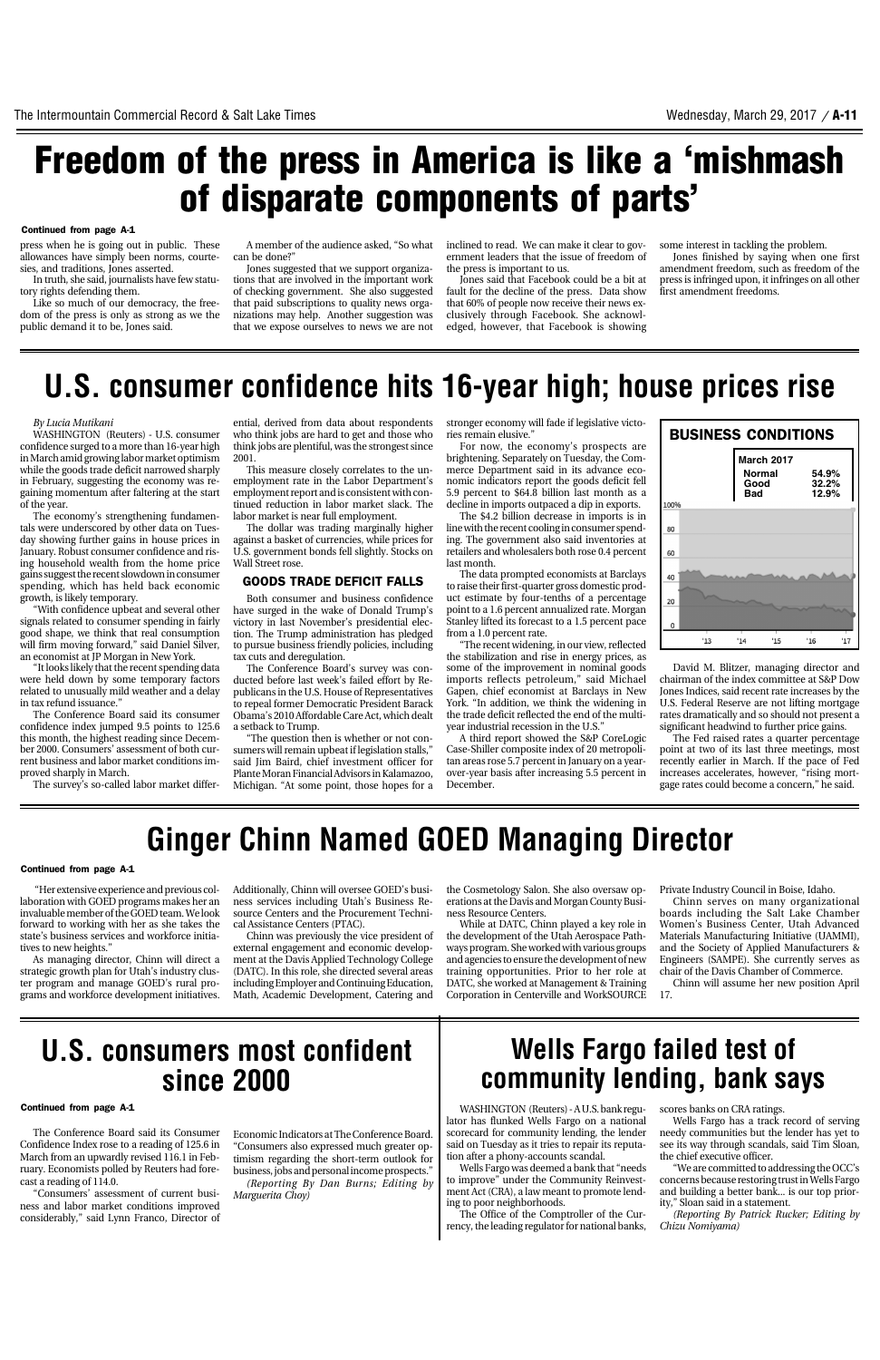# Freedom of the press in America is like a 'mishmash of disparate components of parts'

**Continued from page A-1**

press when he is going out in public. These allowances have simply been norms, courtesies, and traditions, Jones asserted.

In truth, she said, journalists have few statutory rights defending them.

Like so much of our democracy, the freedom of the press is only as strong as we the public demand it to be, Jones said.

A member of the audience asked, "So what can be done?"

Jones suggested that we support organizations that are involved in the important work of checking government. She also suggested that paid subscriptions to quality news organizations may help. Another suggestion was that we expose ourselves to news we are not inclined to read. We can make it clear to government leaders that the issue of freedom of the press is important to us.

Jones said that Facebook could be a bit at fault for the decline of the press. Data show that 60% of people now receive their news exclusively through Facebook. She acknowledged, however, that Facebook is showing some interest in tackling the problem.

Jones finished by saying when one first amendment freedom, such as freedom of the press is infringed upon, it infringes on all other first amendment freedoms.

# U.S. consumer confidence hits 16-year high; house prices rise

*By Lucia Mutikani*

WASHINGTON (Reuters) - U.S. consumer confidence surged to a more than 16-year high in March amid growing labor market optimism while the goods trade deficit narrowed sharply in February, suggesting the economy was regaining momentum after faltering at the start of the year.

The economy's strengthening fundamentals were underscored by other data on Tuesday showing further gains in house prices in January. Robust consumer confidence and rising household wealth from the home price gains suggest the recent slowdown in consumer spending, which has held back economic growth, is likely temporary.

"With confidence upbeat and several other signals related to consumer spending in fairly good shape, we think that real consumption will firm moving forward," said Daniel Silver, an economist at JP Morgan in New York.

"It looks likely that the recent spending data were held down by some temporary factors related to unusually mild weather and a delay in tax refund issuance."

The Conference Board said its consumer confidence index jumped 9.5 points to 125.6 this month, the highest reading since December 2000. Consumers' assessment of both current business and labor market conditions improved sharply in March.

The survey's so-called labor market differential, derived from data about respondents who think jobs are hard to get and those who think jobs are plentiful, was the strongest since 2001.

This measure closely correlates to the unemployment rate in the Labor Department's employment report and is consistent with continued reduction in labor market slack. The labor market is near full employment.

The dollar was trading marginally higher against a basket of currencies, while prices for U.S. government bonds fell slightly. Stocks on Wall Street rose.

## GOODS TRADE DEFICIT FALLS

Both consumer and business confidence have surged in the wake of Donald Trump's victory in last November's presidential election. The Trump administration has pledged to pursue business friendly policies, including tax cuts and deregulation.

The Conference Board's survey was conducted before last week's failed effort by Republicans in the U.S. House of Representatives to repeal former Democratic President Barack Obama's 2010 Affordable Care Act, which dealt a setback to Trump.

"The question then is whether or not consumers will remain upbeat if legislation stalls," said Jim Baird, chief investment officer for Plante Moran Financial Advisors in Kalamazoo, Michigan. "At some point, those hopes for a stronger economy will fade if legislative victories remain elusive."

For now, the economy's prospects are brightening. Separately on Tuesday, the Commerce Department said in its advance economic indicators report the goods deficit fell 5.9 percent to $64.8 billion last month as a decline in imports outpaced a dip in exports.

The $4.2 billion decrease in imports is in line with the recent cooling in consumer spending. The government also said inventories at retailers and wholesalers both rose 0.4 percent last month.

The data prompted economists at Barclays to raise their first-quarter gross domestic product estimate by four-tenths of a percentage point to a 1.6 percent annualized rate. Morgan Stanley lifted its forecast to a 1.5 percent pace from a 1.0 percent rate.

"The recent widening, in our view, reflected the stabilization and rise in energy prices, as some of the improvement in nominal goods imports reflects petroleum," said Michael Gapen, chief economist at Barclays in New York. "In addition, we think the widening in the trade deficit reflected the end of the multi-year industrial recession in the U.S."

A third report showed the S&P CoreLogic Case-Shiller composite index of 20 metropolitan areas rose 5.7 percent in January on a year-over-year basis after increasing 5.5 percent in December.

BUSINESS CONDITIONS

March 2017
Normal 54.9%
Good 32.2%
Bad 12.9%

100%
80
60
40
20
0
'13 '14 '15 '16 '17

David M. Blitzer, managing director and chairman of the index committee at S&P Dow Jones Indices, said recent rate increases by the U.S. Federal Reserve are not lifting mortgage rates dramatically and so should not present a significant headwind to further price gains.

The Fed raised rates a quarter percentage point at two of its last three meetings, most recently earlier in March. If the pace of Fed increases accelerates, however, "rising mortgage rates could become a concern," he said.

# Ginger Chinn Named GOED Managing Director

**Continued from page A-1**

"Her extensive experience and previous collaboration with GOED programs makes her an invaluable member of the GOED team. We look forward to working with her as she takes the state's business services and workforce initiatives to new heights."

As managing director, Chinn will direct a strategic growth plan for Utah's industry cluster program and manage GOED's rural programs and workforce development initiatives. Additionally, Chinn will oversee GOED's business services including Utah's Business Resource Centers and the Procurement Technical Assistance Centers (PTAC).

Chinn was previously the vice president of external engagement and economic development at the Davis Applied Technology College (DATC). In this role, she directed several areas including Employer and Continuing Education, Math, Academic Development, Catering and the Cosmetology Salon. She also oversaw operations at the Davis and Morgan County Business Resource Centers.

While at DATC, Chinn played a key role in the development of the Utah Aerospace Pathways program. She worked with various groups and agencies to ensure the development of new training opportunities. Prior to her role at DATC, she worked at Management & Training Corporation in Centerville and WorkSOURCE Private Industry Council in Boise, Idaho.

Chinn serves on many organizational boards including the Salt Lake Chamber Women's Business Center, Utah Advanced Materials Manufacturing Initiative (UAMMI), and the Society of Applied Manufacturers & Engineers (SAMPE). She currently serves as chair of the Davis Chamber of Commerce.

Chinn will assume her new position April 17.

# U.S. consumers most confident since 2000

**Continued from page A-1**

The Conference Board said its Consumer Confidence Index rose to a reading of 125.6 in March from an upwardly revised 116.1 in February. Economists polled by Reuters had forecast a reading of 114.0.

"Consumers' assessment of current business and labor market conditions improved considerably," said Lynn Franco, Director of Economic Indicators at The Conference Board. "Consumers also expressed much greater optimism regarding the short-term outlook for business, jobs and personal income prospects."

*(Reporting By Dan Burns; Editing by Marguerita Choy)*

# Wells Fargo failed test of community lending, bank says

WASHINGTON (Reuters) - A U.S. bank regulator has flunked Wells Fargo on a national scorecard for community lending, the lender said on Tuesday as it tries to repair its reputation after a phony-accounts scandal.

Wells Fargo was deemed a bank that "needs to improve" under the Community Reinvestment Act (CRA), a law meant to promote lending to poor neighborhoods.

The Office of the Comptroller of the Currency, the leading regulator for national banks, scores banks on CRA ratings.

Wells Fargo has a track record of serving needy communities but the lender has yet to see its way through scandals, said Tim Sloan, the chief executive officer.

"We are committed to addressing the OCC's concerns because restoring trust in Wells Fargo and building a better bank... is our top priority," Sloan said in a statement.

*(Reporting By Patrick Rucker; Editing by Chizu Nomiyama)*